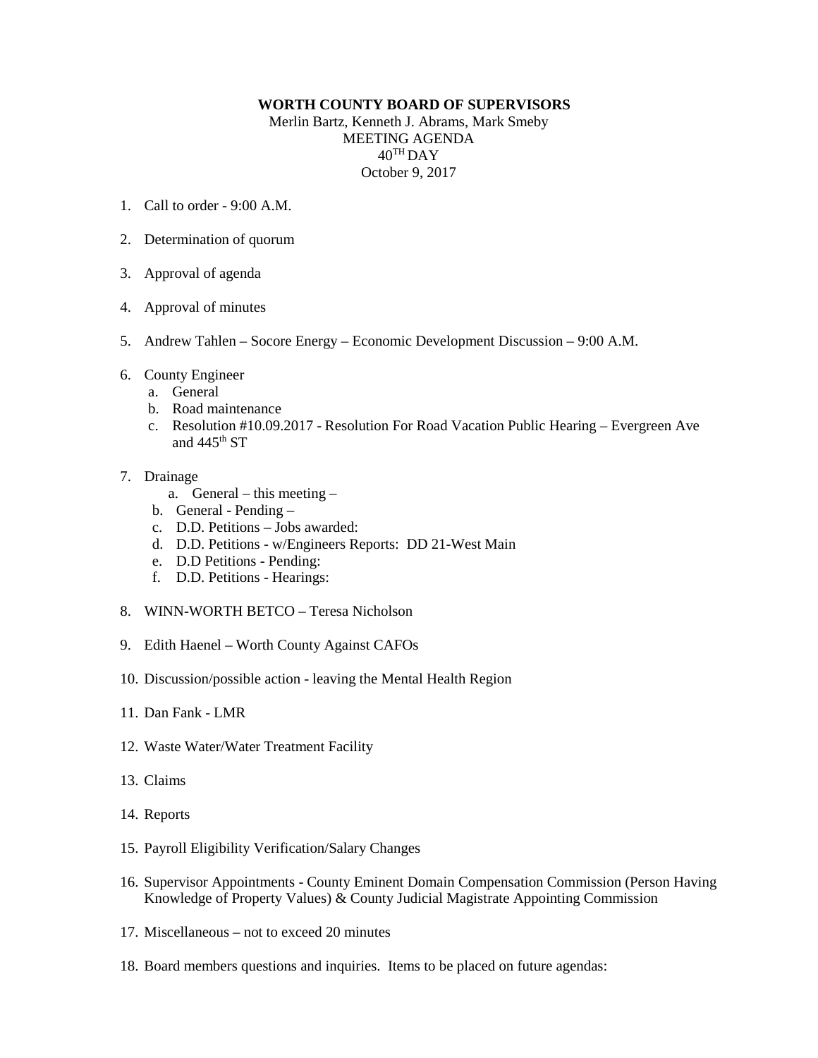**WORTH COUNTY BOARD OF SUPERVISORS**

Merlin Bartz, Kenneth J. Abrams, Mark Smeby

MEETING AGENDA

40$^{TH}$ DAY

October 9, 2017

1. Call to order - 9:00 A.M.

2. Determination of quorum

3. Approval of agenda

4. Approval of minutes

5. Andrew Tahlen – Socore Energy – Economic Development Discussion – 9:00 A.M.

6. County Engineer
   a. General
   b. Road maintenance
   c. Resolution #10.09.2017 - Resolution For Road Vacation Public Hearing – Evergreen Ave and 445$^{th}$ ST

7. Drainage
   a. General – this meeting –
   b. General - Pending –
   c. D.D. Petitions – Jobs awarded:
   d. D.D. Petitions - w/Engineers Reports: DD 21-West Main
   e. D.D Petitions - Pending:
   f. D.D. Petitions - Hearings:

8. WINN-WORTH BETCO – Teresa Nicholson

9. Edith Haenel – Worth County Against CAFOs

10. Discussion/possible action - leaving the Mental Health Region

11. Dan Fank - LMR

12. Waste Water/Water Treatment Facility

13. Claims

14. Reports

15. Payroll Eligibility Verification/Salary Changes

16. Supervisor Appointments - County Eminent Domain Compensation Commission (Person Having Knowledge of Property Values) & County Judicial Magistrate Appointing Commission

17. Miscellaneous – not to exceed 20 minutes

18. Board members questions and inquiries. Items to be placed on future agendas: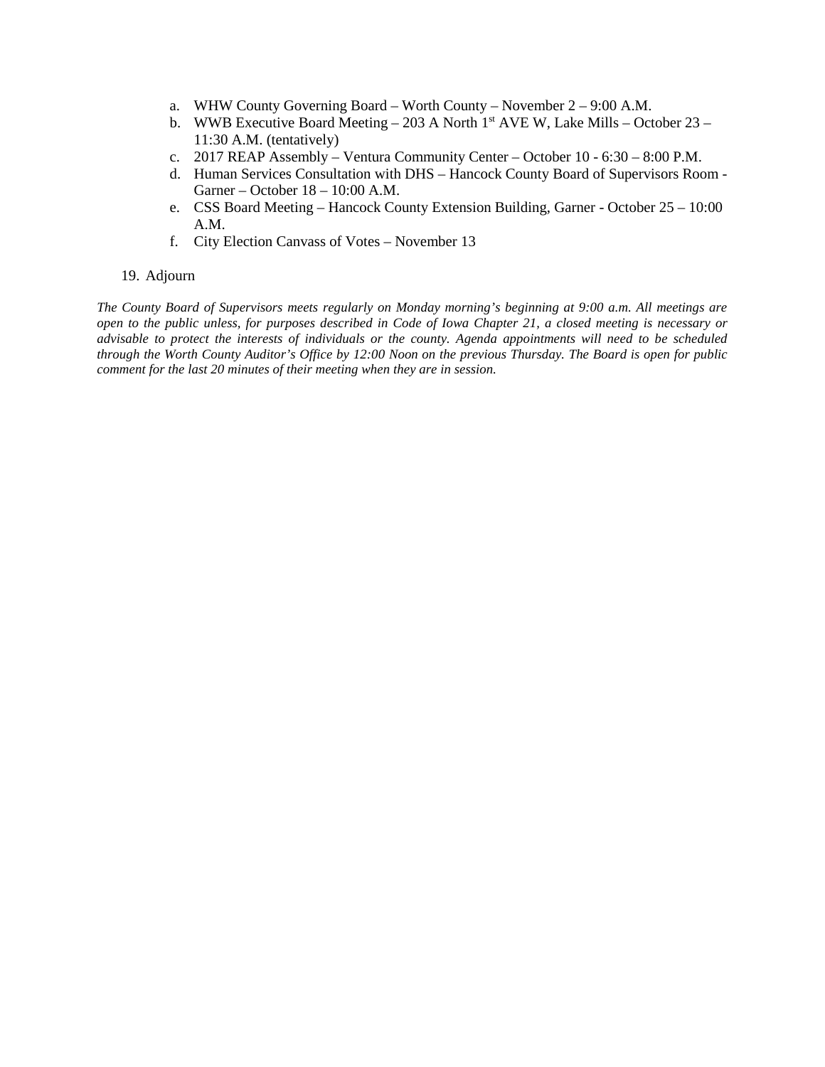a. WHW County Governing Board – Worth County – November 2 – 9:00 A.M.
b. WWB Executive Board Meeting – 203 A North 1st AVE W, Lake Mills – October 23 – 11:30 A.M. (tentatively)
c. 2017 REAP Assembly – Ventura Community Center – October 10 - 6:30 – 8:00 P.M.
d. Human Services Consultation with DHS – Hancock County Board of Supervisors Room - Garner – October 18 – 10:00 A.M.
e. CSS Board Meeting – Hancock County Extension Building, Garner - October 25 – 10:00 A.M.
f. City Election Canvass of Votes – November 13

19. Adjourn

*The County Board of Supervisors meets regularly on Monday morning's beginning at 9:00 a.m. All meetings are open to the public unless, for purposes described in Code of Iowa Chapter 21, a closed meeting is necessary or advisable to protect the interests of individuals or the county. Agenda appointments will need to be scheduled through the Worth County Auditor's Office by 12:00 Noon on the previous Thursday. The Board is open for public comment for the last 20 minutes of their meeting when they are in session.*